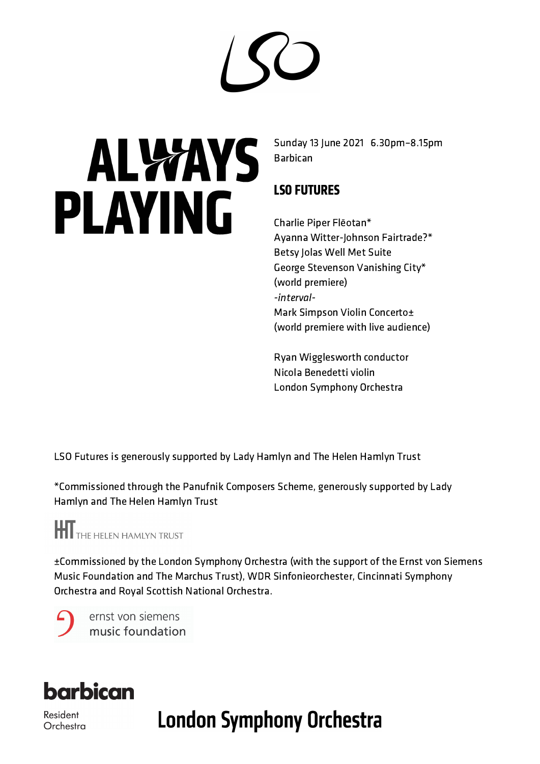LSO

# ALWAYS PLAYING

Sunday 13 June 2021 6.30pm–8.15pm
Barbican

## LSO FUTURES

Charlie Piper Flēotan*
Ayanna Witter-Johnson Fairtrade?*
Betsy Jolas Well Met Suite
George Stevenson Vanishing City*
(world premiere)
*-interval-*
Mark Simpson Violin Concerto±
(world premiere with live audience)

Ryan Wigglesworth conductor
Nicola Benedetti violin
London Symphony Orchestra

LSO Futures is generously supported by Lady Hamlyn and The Helen Hamlyn Trust

*Commissioned through the Panufnik Composers Scheme, generously supported by Lady Hamlyn and The Helen Hamlyn Trust

THE HELEN HAMLYN TRUST

±Commissioned by the London Symphony Orchestra (with the support of the Ernst von Siemens Music Foundation and The Marchus Trust), WDR Sinfonieorchester, Cincinnati Symphony Orchestra and Royal Scottish National Orchestra.

ernst von siemens
music foundation

barbican
Resident Orchestra

London Symphony Orchestra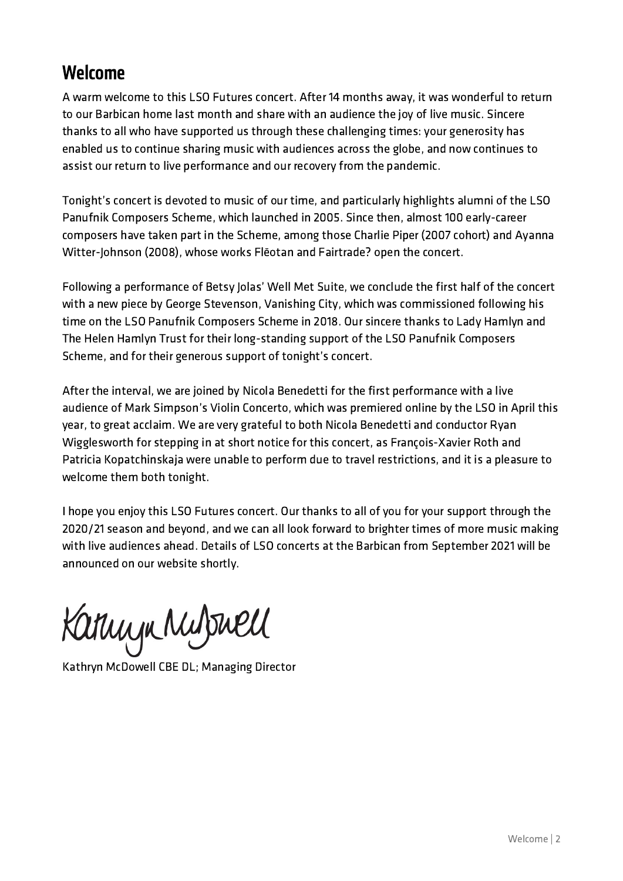## Welcome

A warm welcome to this LSO Futures concert. After 14 months away, it was wonderful to return to our Barbican home last month and share with an audience the joy of live music. Sincere thanks to all who have supported us through these challenging times: your generosity has enabled us to continue sharing music with audiences across the globe, and now continues to assist our return to live performance and our recovery from the pandemic.

Tonight's concert is devoted to music of our time, and particularly highlights alumni of the LSO Panufnik Composers Scheme, which launched in 2005. Since then, almost 100 early-career composers have taken part in the Scheme, among those Charlie Piper (2007 cohort) and Ayanna Witter-Johnson (2008), whose works Flēotan and Fairtrade? open the concert.

Following a performance of Betsy Jolas' Well Met Suite, we conclude the first half of the concert with a new piece by George Stevenson, Vanishing City, which was commissioned following his time on the LSO Panufnik Composers Scheme in 2018. Our sincere thanks to Lady Hamlyn and The Helen Hamlyn Trust for their long-standing support of the LSO Panufnik Composers Scheme, and for their generous support of tonight's concert.

After the interval, we are joined by Nicola Benedetti for the first performance with a live audience of Mark Simpson's Violin Concerto, which was premiered online by the LSO in April this year, to great acclaim. We are very grateful to both Nicola Benedetti and conductor Ryan Wigglesworth for stepping in at short notice for this concert, as François-Xavier Roth and Patricia Kopatchinskaja were unable to perform due to travel restrictions, and it is a pleasure to welcome them both tonight.

I hope you enjoy this LSO Futures concert. Our thanks to all of you for your support through the 2020/21 season and beyond, and we can all look forward to brighter times of more music making with live audiences ahead. Details of LSO concerts at the Barbican from September 2021 will be announced on our website shortly.

Kathryn McDowell CBE DL; Managing Director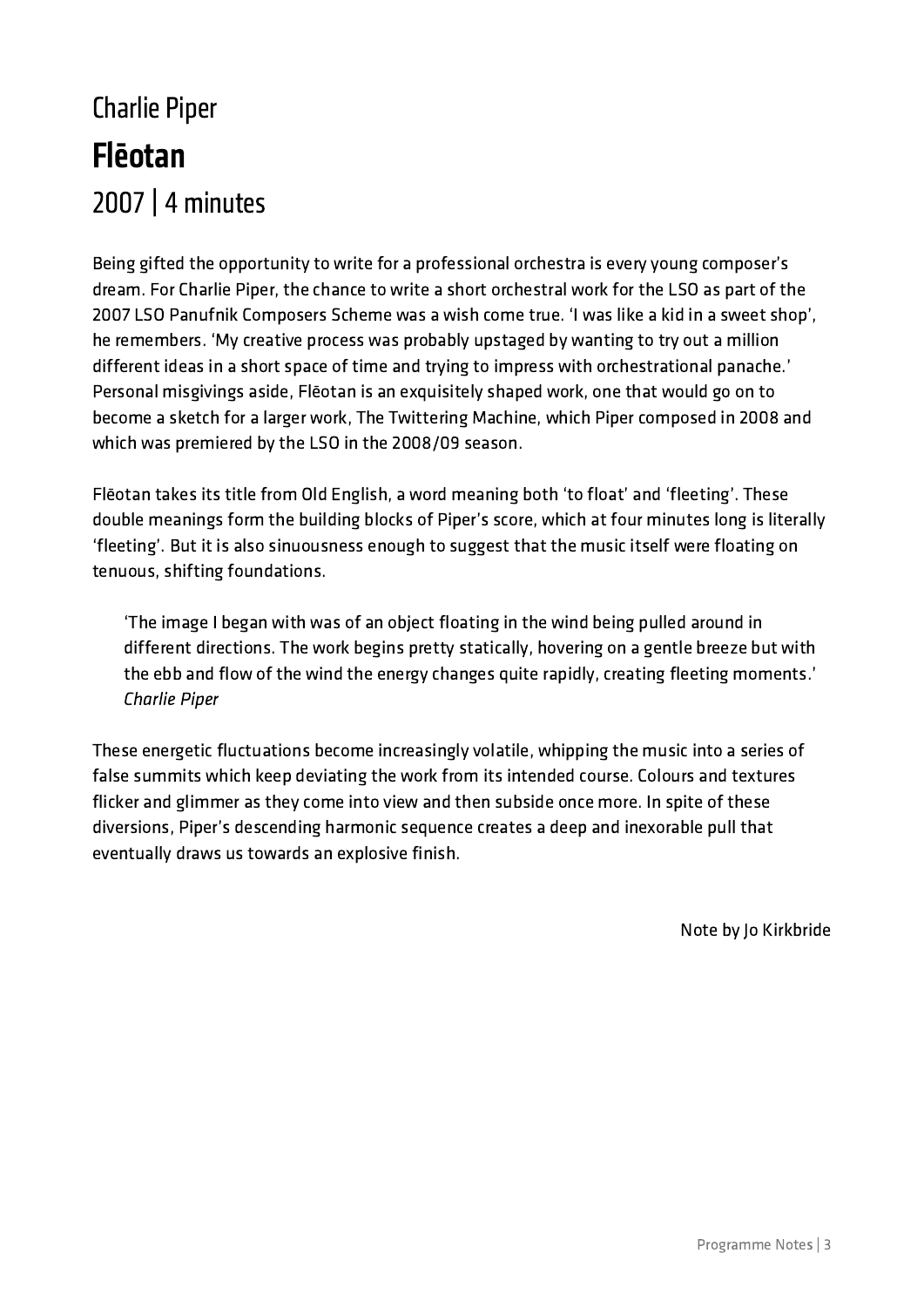## Charlie Piper

# **Flēotan**

## 2007 | 4 minutes

Being gifted the opportunity to write for a professional orchestra is every young composer's dream. For Charlie Piper, the chance to write a short orchestral work for the LSO as part of the 2007 LSO Panufnik Composers Scheme was a wish come true. 'I was like a kid in a sweet shop', he remembers. 'My creative process was probably upstaged by wanting to try out a million different ideas in a short space of time and trying to impress with orchestrational panache.' Personal misgivings aside, Flēotan is an exquisitely shaped work, one that would go on to become a sketch for a larger work, The Twittering Machine, which Piper composed in 2008 and which was premiered by the LSO in the 2008/09 season.

Flēotan takes its title from Old English, a word meaning both 'to float' and 'fleeting'. These double meanings form the building blocks of Piper's score, which at four minutes long is literally 'fleeting'. But it is also sinuousness enough to suggest that the music itself were floating on tenuous, shifting foundations.

> 'The image I began with was of an object floating in the wind being pulled around in different directions. The work begins pretty statically, hovering on a gentle breeze but with the ebb and flow of the wind the energy changes quite rapidly, creating fleeting moments.'
> *Charlie Piper*

These energetic fluctuations become increasingly volatile, whipping the music into a series of false summits which keep deviating the work from its intended course. Colours and textures flicker and glimmer as they come into view and then subside once more. In spite of these diversions, Piper's descending harmonic sequence creates a deep and inexorable pull that eventually draws us towards an explosive finish.

Note by Jo Kirkbride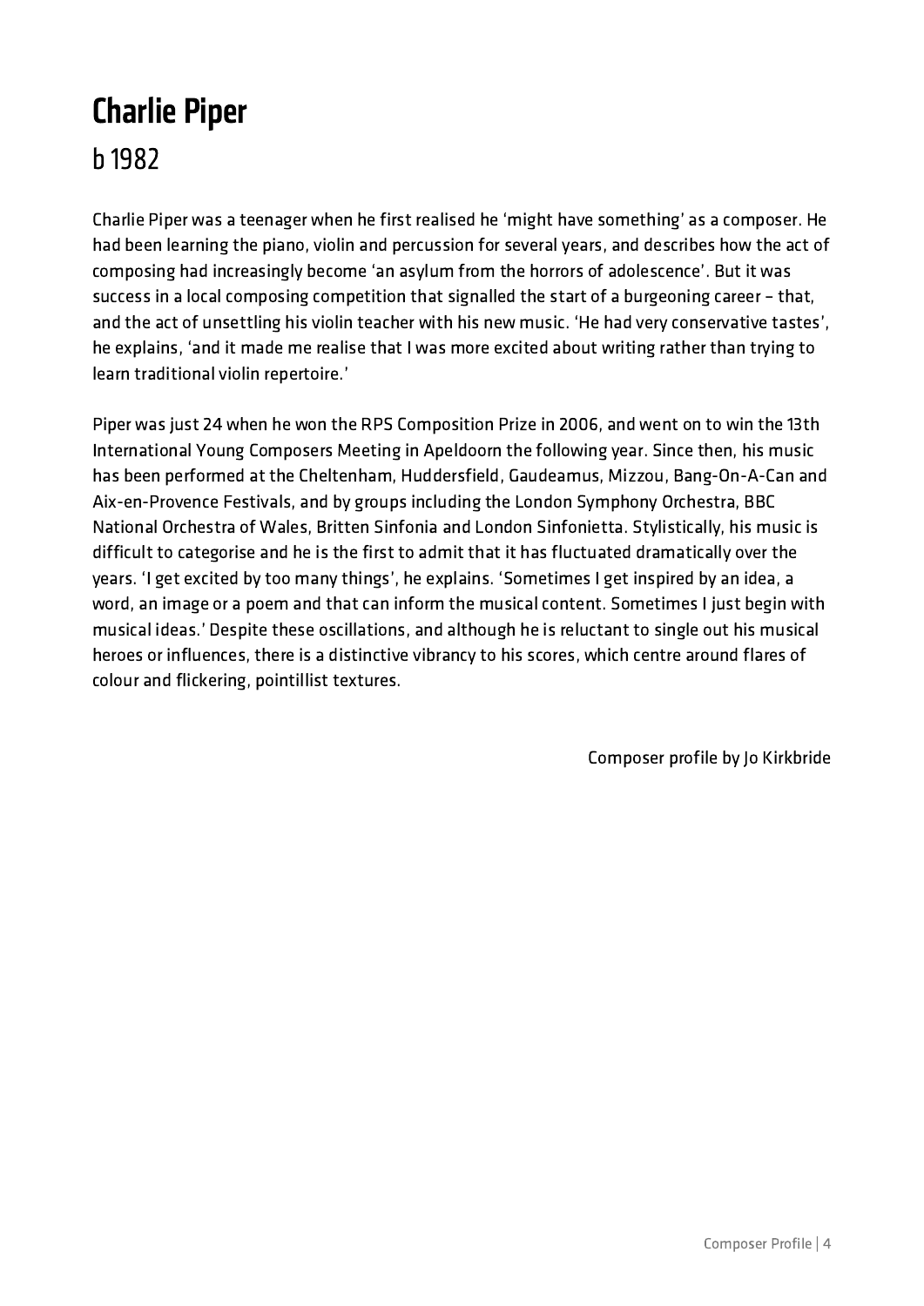# Charlie Piper

## b 1982

Charlie Piper was a teenager when he first realised he 'might have something' as a composer. He had been learning the piano, violin and percussion for several years, and describes how the act of composing had increasingly become 'an asylum from the horrors of adolescence'. But it was success in a local composing competition that signalled the start of a burgeoning career – that, and the act of unsettling his violin teacher with his new music. 'He had very conservative tastes', he explains, 'and it made me realise that I was more excited about writing rather than trying to learn traditional violin repertoire.'

Piper was just 24 when he won the RPS Composition Prize in 2006, and went on to win the 13th International Young Composers Meeting in Apeldoorn the following year. Since then, his music has been performed at the Cheltenham, Huddersfield, Gaudeamus, Mizzou, Bang-On-A-Can and Aix-en-Provence Festivals, and by groups including the London Symphony Orchestra, BBC National Orchestra of Wales, Britten Sinfonia and London Sinfonietta. Stylistically, his music is difficult to categorise and he is the first to admit that it has fluctuated dramatically over the years. 'I get excited by too many things', he explains. 'Sometimes I get inspired by an idea, a word, an image or a poem and that can inform the musical content. Sometimes I just begin with musical ideas.' Despite these oscillations, and although he is reluctant to single out his musical heroes or influences, there is a distinctive vibrancy to his scores, which centre around flares of colour and flickering, pointillist textures.

Composer profile by Jo Kirkbride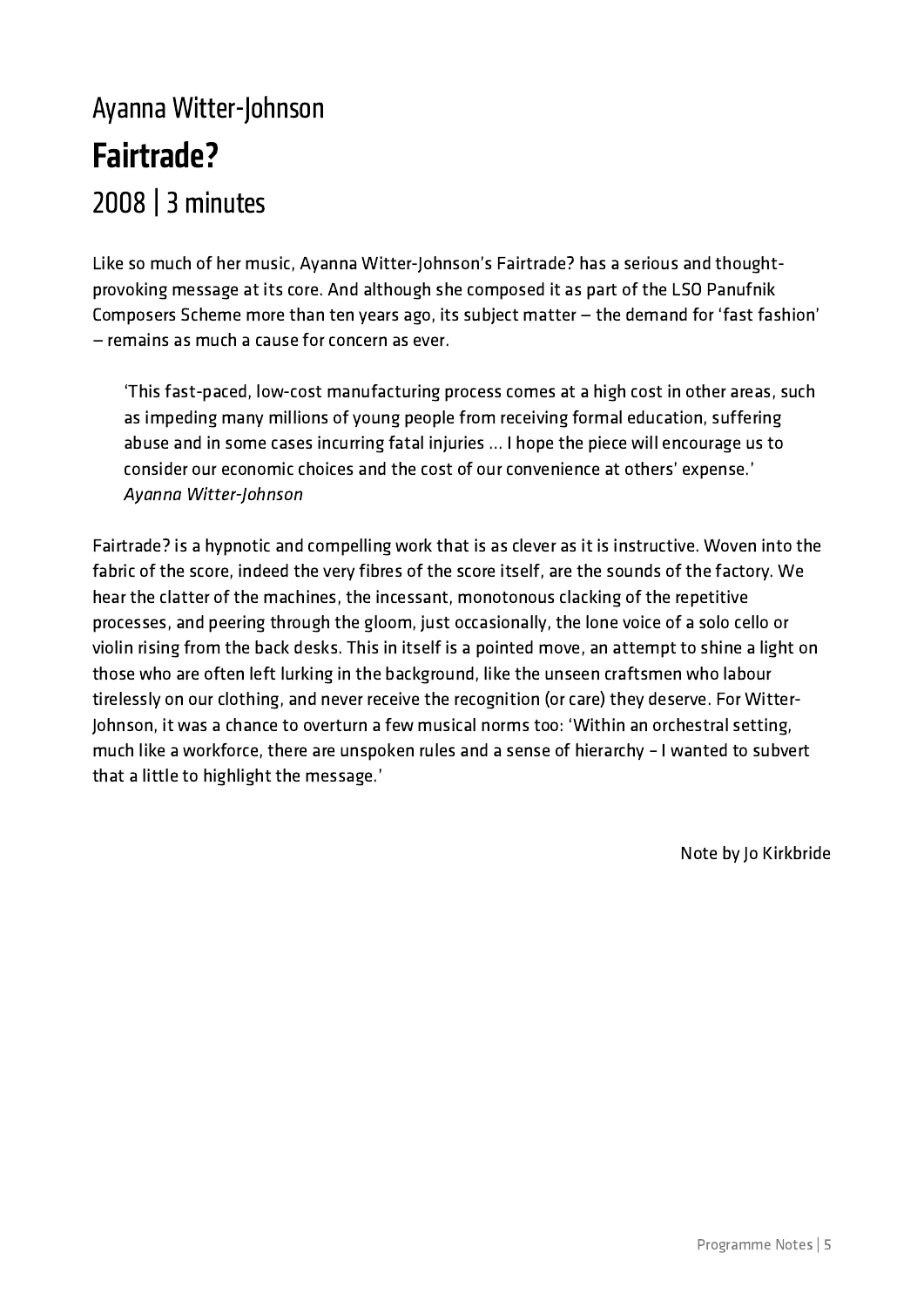## Ayanna Witter-Johnson

# Fairtrade?

## 2008 | 3 minutes

Like so much of her music, Ayanna Witter-Johnson's Fairtrade? has a serious and thought-provoking message at its core. And although she composed it as part of the LSO Panufnik Composers Scheme more than ten years ago, its subject matter – the demand for 'fast fashion' – remains as much a cause for concern as ever.

> 'This fast-paced, low-cost manufacturing process comes at a high cost in other areas, such as impeding many millions of young people from receiving formal education, suffering abuse and in some cases incurring fatal injuries … I hope the piece will encourage us to consider our economic choices and the cost of our convenience at others' expense.'
> *Ayanna Witter-Johnson*

Fairtrade? is a hypnotic and compelling work that is as clever as it is instructive. Woven into the fabric of the score, indeed the very fibres of the score itself, are the sounds of the factory. We hear the clatter of the machines, the incessant, monotonous clacking of the repetitive processes, and peering through the gloom, just occasionally, the lone voice of a solo cello or violin rising from the back desks. This in itself is a pointed move, an attempt to shine a light on those who are often left lurking in the background, like the unseen craftsmen who labour tirelessly on our clothing, and never receive the recognition (or care) they deserve. For Witter-Johnson, it was a chance to overturn a few musical norms too: 'Within an orchestral setting, much like a workforce, there are unspoken rules and a sense of hierarchy – I wanted to subvert that a little to highlight the message.'

Note by Jo Kirkbride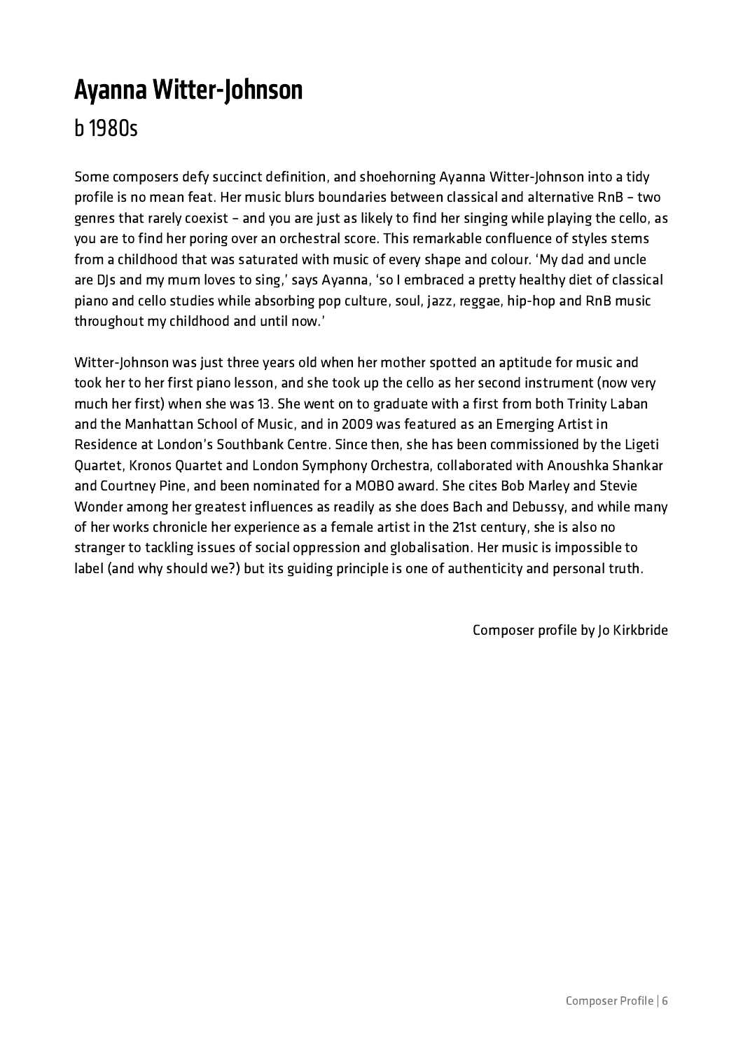# Ayanna Witter-Johnson

## b 1980s

Some composers defy succinct definition, and shoehorning Ayanna Witter-Johnson into a tidy profile is no mean feat. Her music blurs boundaries between classical and alternative RnB – two genres that rarely coexist – and you are just as likely to find her singing while playing the cello, as you are to find her poring over an orchestral score. This remarkable confluence of styles stems from a childhood that was saturated with music of every shape and colour. 'My dad and uncle are DJs and my mum loves to sing,' says Ayanna, 'so I embraced a pretty healthy diet of classical piano and cello studies while absorbing pop culture, soul, jazz, reggae, hip-hop and RnB music throughout my childhood and until now.'

Witter-Johnson was just three years old when her mother spotted an aptitude for music and took her to her first piano lesson, and she took up the cello as her second instrument (now very much her first) when she was 13. She went on to graduate with a first from both Trinity Laban and the Manhattan School of Music, and in 2009 was featured as an Emerging Artist in Residence at London's Southbank Centre. Since then, she has been commissioned by the Ligeti Quartet, Kronos Quartet and London Symphony Orchestra, collaborated with Anoushka Shankar and Courtney Pine, and been nominated for a MOBO award. She cites Bob Marley and Stevie Wonder among her greatest influences as readily as she does Bach and Debussy, and while many of her works chronicle her experience as a female artist in the 21st century, she is also no stranger to tackling issues of social oppression and globalisation. Her music is impossible to label (and why should we?) but its guiding principle is one of authenticity and personal truth.

Composer profile by Jo Kirkbride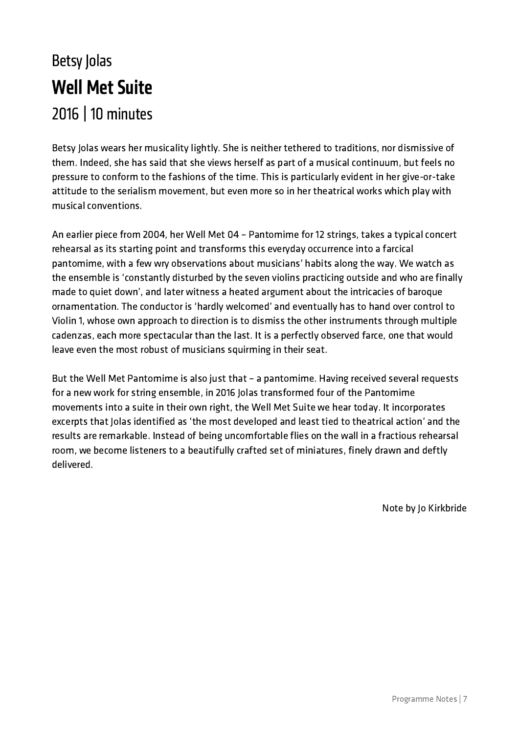## Betsy Jolas

# Well Met Suite

## 2016 | 10 minutes

Betsy Jolas wears her musicality lightly. She is neither tethered to traditions, nor dismissive of them. Indeed, she has said that she views herself as part of a musical continuum, but feels no pressure to conform to the fashions of the time. This is particularly evident in her give-or-take attitude to the serialism movement, but even more so in her theatrical works which play with musical conventions.

An earlier piece from 2004, her Well Met 04 – Pantomime for 12 strings, takes a typical concert rehearsal as its starting point and transforms this everyday occurrence into a farcical pantomime, with a few wry observations about musicians' habits along the way. We watch as the ensemble is 'constantly disturbed by the seven violins practicing outside and who are finally made to quiet down', and later witness a heated argument about the intricacies of baroque ornamentation. The conductor is 'hardly welcomed' and eventually has to hand over control to Violin 1, whose own approach to direction is to dismiss the other instruments through multiple cadenzas, each more spectacular than the last. It is a perfectly observed farce, one that would leave even the most robust of musicians squirming in their seat.

But the Well Met Pantomime is also just that – a pantomime. Having received several requests for a new work for string ensemble, in 2016 Jolas transformed four of the Pantomime movements into a suite in their own right, the Well Met Suite we hear today. It incorporates excerpts that Jolas identified as 'the most developed and least tied to theatrical action' and the results are remarkable. Instead of being uncomfortable flies on the wall in a fractious rehearsal room, we become listeners to a beautifully crafted set of miniatures, finely drawn and deftly delivered.

Note by Jo Kirkbride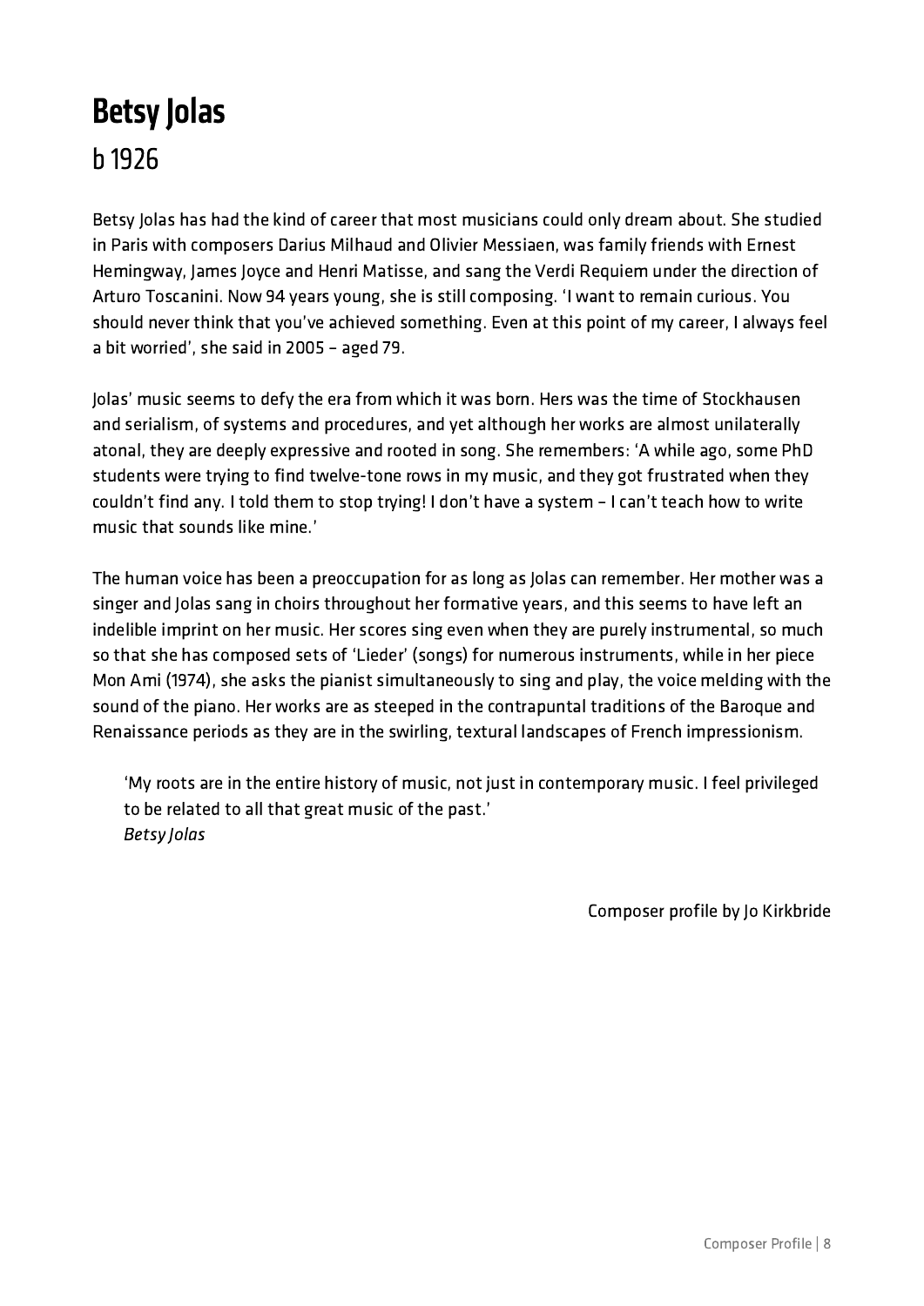# Betsy Jolas

## b 1926

Betsy Jolas has had the kind of career that most musicians could only dream about. She studied in Paris with composers Darius Milhaud and Olivier Messiaen, was family friends with Ernest Hemingway, James Joyce and Henri Matisse, and sang the Verdi Requiem under the direction of Arturo Toscanini. Now 94 years young, she is still composing. 'I want to remain curious. You should never think that you've achieved something. Even at this point of my career, I always feel a bit worried', she said in 2005 – aged 79.

Jolas' music seems to defy the era from which it was born. Hers was the time of Stockhausen and serialism, of systems and procedures, and yet although her works are almost unilaterally atonal, they are deeply expressive and rooted in song. She remembers: 'A while ago, some PhD students were trying to find twelve-tone rows in my music, and they got frustrated when they couldn't find any. I told them to stop trying! I don't have a system – I can't teach how to write music that sounds like mine.'

The human voice has been a preoccupation for as long as Jolas can remember. Her mother was a singer and Jolas sang in choirs throughout her formative years, and this seems to have left an indelible imprint on her music. Her scores sing even when they are purely instrumental, so much so that she has composed sets of 'Lieder' (songs) for numerous instruments, while in her piece Mon Ami (1974), she asks the pianist simultaneously to sing and play, the voice melding with the sound of the piano. Her works are as steeped in the contrapuntal traditions of the Baroque and Renaissance periods as they are in the swirling, textural landscapes of French impressionism.

> 'My roots are in the entire history of music, not just in contemporary music. I feel privileged to be related to all that great music of the past.'
> *Betsy Jolas*

Composer profile by Jo Kirkbride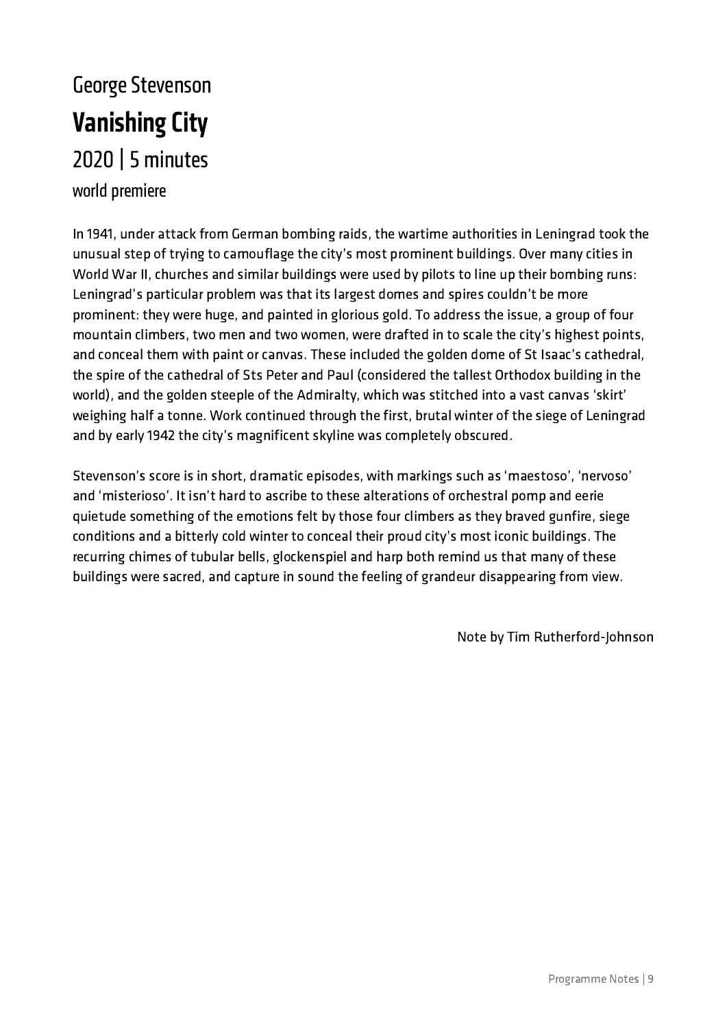George Stevenson

# Vanishing City

## 2020 | 5 minutes

world premiere

In 1941, under attack from German bombing raids, the wartime authorities in Leningrad took the unusual step of trying to camouflage the city's most prominent buildings. Over many cities in World War II, churches and similar buildings were used by pilots to line up their bombing runs: Leningrad's particular problem was that its largest domes and spires couldn't be more prominent: they were huge, and painted in glorious gold. To address the issue, a group of four mountain climbers, two men and two women, were drafted in to scale the city's highest points, and conceal them with paint or canvas. These included the golden dome of St Isaac's cathedral, the spire of the cathedral of Sts Peter and Paul (considered the tallest Orthodox building in the world), and the golden steeple of the Admiralty, which was stitched into a vast canvas 'skirt' weighing half a tonne. Work continued through the first, brutal winter of the siege of Leningrad and by early 1942 the city's magnificent skyline was completely obscured.

Stevenson's score is in short, dramatic episodes, with markings such as 'maestoso', 'nervoso' and 'misterioso'. It isn't hard to ascribe to these alterations of orchestral pomp and eerie quietude something of the emotions felt by those four climbers as they braved gunfire, siege conditions and a bitterly cold winter to conceal their proud city's most iconic buildings. The recurring chimes of tubular bells, glockenspiel and harp both remind us that many of these buildings were sacred, and capture in sound the feeling of grandeur disappearing from view.

Note by Tim Rutherford-Johnson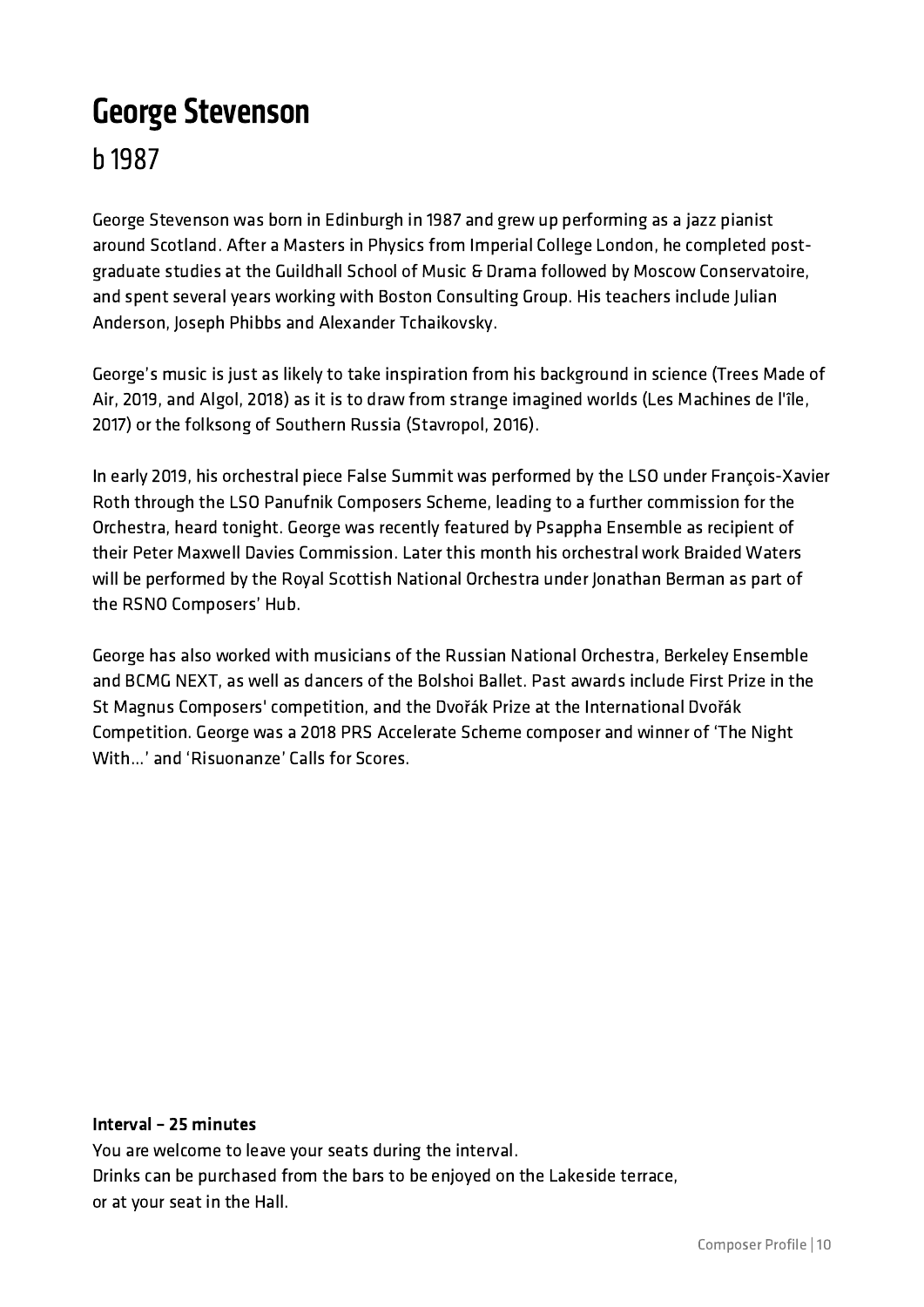# George Stevenson

## b 1987

George Stevenson was born in Edinburgh in 1987 and grew up performing as a jazz pianist around Scotland. After a Masters in Physics from Imperial College London, he completed post-graduate studies at the Guildhall School of Music & Drama followed by Moscow Conservatoire, and spent several years working with Boston Consulting Group. His teachers include Julian Anderson, Joseph Phibbs and Alexander Tchaikovsky.

George's music is just as likely to take inspiration from his background in science (Trees Made of Air, 2019, and Algol, 2018) as it is to draw from strange imagined worlds (Les Machines de l'île, 2017) or the folksong of Southern Russia (Stavropol, 2016).

In early 2019, his orchestral piece False Summit was performed by the LSO under François-Xavier Roth through the LSO Panufnik Composers Scheme, leading to a further commission for the Orchestra, heard tonight. George was recently featured by Psappha Ensemble as recipient of their Peter Maxwell Davies Commission. Later this month his orchestral work Braided Waters will be performed by the Royal Scottish National Orchestra under Jonathan Berman as part of the RSNO Composers' Hub.

George has also worked with musicians of the Russian National Orchestra, Berkeley Ensemble and BCMG NEXT, as well as dancers of the Bolshoi Ballet. Past awards include First Prize in the St Magnus Composers' competition, and the Dvořák Prize at the International Dvořák Competition. George was a 2018 PRS Accelerate Scheme composer and winner of 'The Night With…' and 'Risuonanze' Calls for Scores.

**Interval – 25 minutes**
You are welcome to leave your seats during the interval.
Drinks can be purchased from the bars to be enjoyed on the Lakeside terrace, or at your seat in the Hall.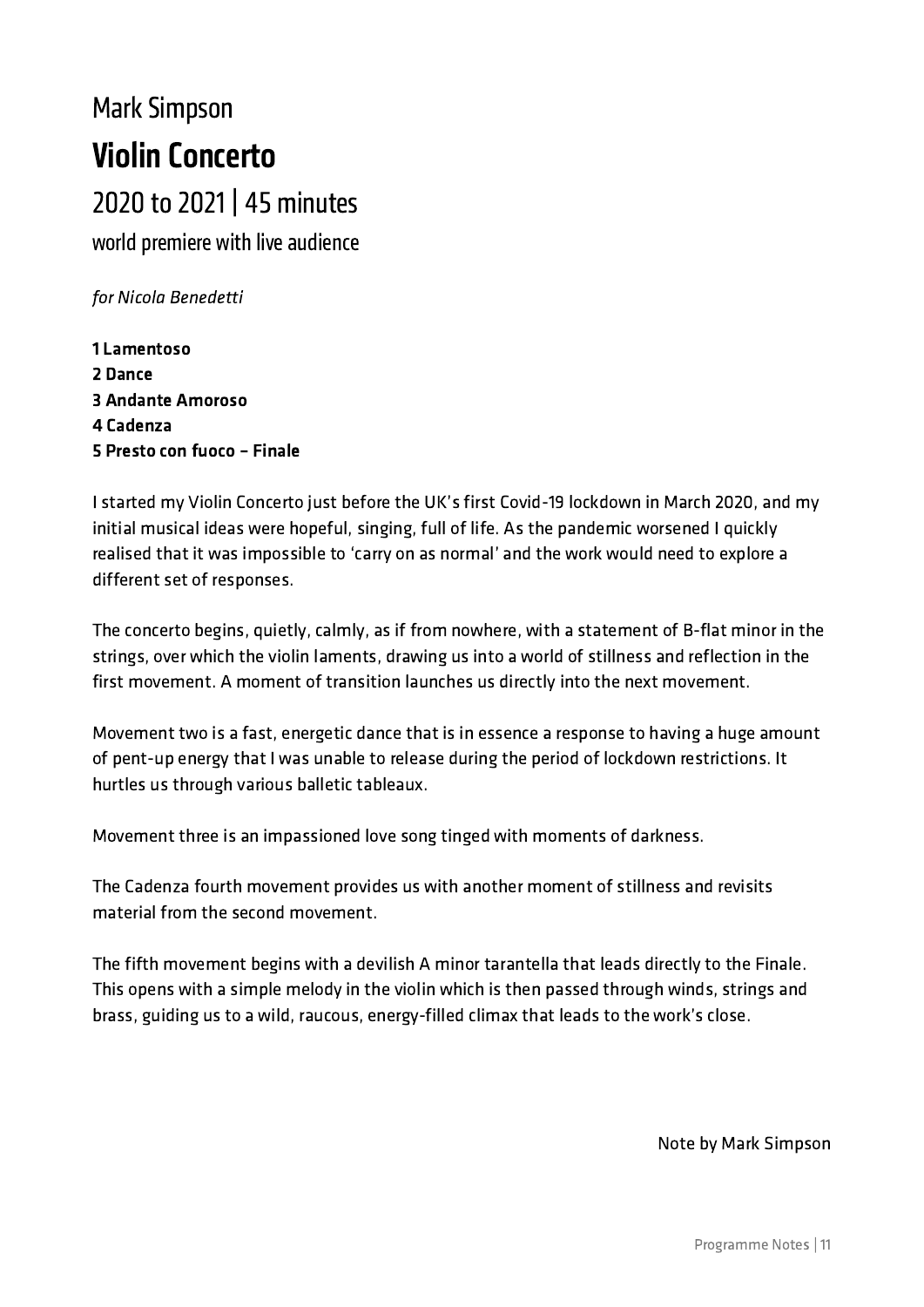## Mark Simpson

# Violin Concerto

### 2020 to 2021 | 45 minutes

world premiere with live audience

*for Nicola Benedetti*

**1 Lamentoso**
**2 Dance**
**3 Andante Amoroso**
**4 Cadenza**
**5 Presto con fuoco – Finale**

I started my Violin Concerto just before the UK's first Covid-19 lockdown in March 2020, and my initial musical ideas were hopeful, singing, full of life. As the pandemic worsened I quickly realised that it was impossible to 'carry on as normal' and the work would need to explore a different set of responses.

The concerto begins, quietly, calmly, as if from nowhere, with a statement of B-flat minor in the strings, over which the violin laments, drawing us into a world of stillness and reflection in the first movement. A moment of transition launches us directly into the next movement.

Movement two is a fast, energetic dance that is in essence a response to having a huge amount of pent-up energy that I was unable to release during the period of lockdown restrictions. It hurtles us through various balletic tableaux.

Movement three is an impassioned love song tinged with moments of darkness.

The Cadenza fourth movement provides us with another moment of stillness and revisits material from the second movement.

The fifth movement begins with a devilish A minor tarantella that leads directly to the Finale. This opens with a simple melody in the violin which is then passed through winds, strings and brass, guiding us to a wild, raucous, energy-filled climax that leads to the work's close.

Note by Mark Simpson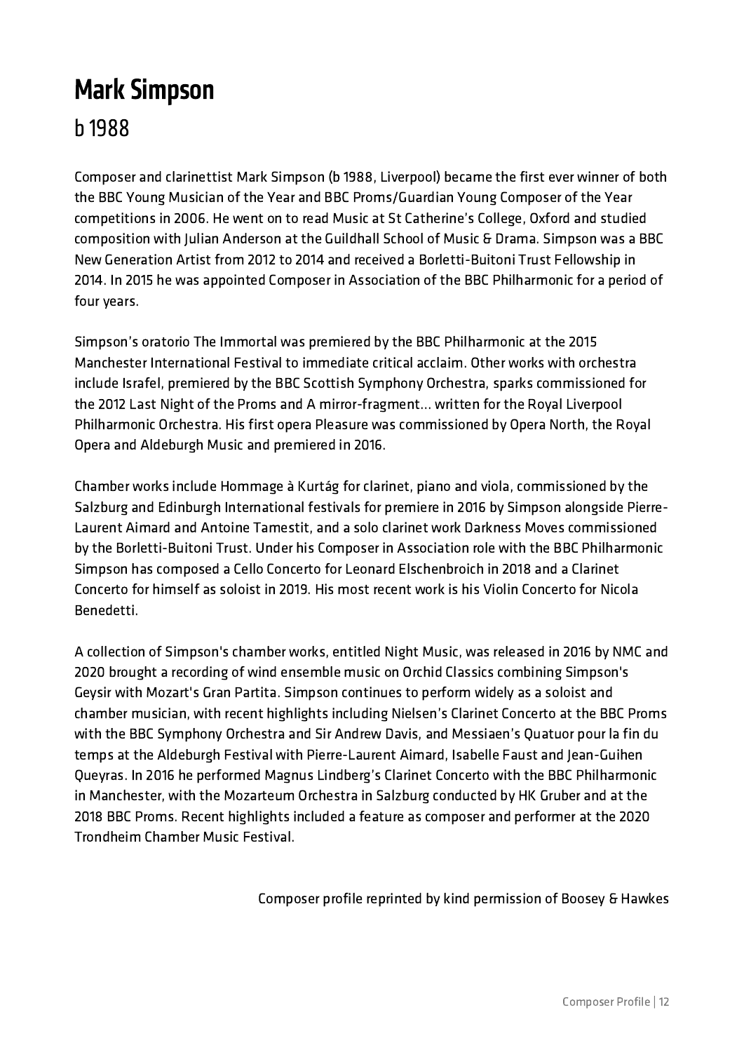# Mark Simpson

## b 1988

Composer and clarinettist Mark Simpson (b 1988, Liverpool) became the first ever winner of both the BBC Young Musician of the Year and BBC Proms/Guardian Young Composer of the Year competitions in 2006. He went on to read Music at St Catherine's College, Oxford and studied composition with Julian Anderson at the Guildhall School of Music & Drama. Simpson was a BBC New Generation Artist from 2012 to 2014 and received a Borletti-Buitoni Trust Fellowship in 2014. In 2015 he was appointed Composer in Association of the BBC Philharmonic for a period of four years.

Simpson's oratorio The Immortal was premiered by the BBC Philharmonic at the 2015 Manchester International Festival to immediate critical acclaim. Other works with orchestra include Israfel, premiered by the BBC Scottish Symphony Orchestra, sparks commissioned for the 2012 Last Night of the Proms and A mirror-fragment… written for the Royal Liverpool Philharmonic Orchestra. His first opera Pleasure was commissioned by Opera North, the Royal Opera and Aldeburgh Music and premiered in 2016.

Chamber works include Hommage à Kurtág for clarinet, piano and viola, commissioned by the Salzburg and Edinburgh International festivals for premiere in 2016 by Simpson alongside Pierre-Laurent Aimard and Antoine Tamestit, and a solo clarinet work Darkness Moves commissioned by the Borletti-Buitoni Trust. Under his Composer in Association role with the BBC Philharmonic Simpson has composed a Cello Concerto for Leonard Elschenbroich in 2018 and a Clarinet Concerto for himself as soloist in 2019. His most recent work is his Violin Concerto for Nicola Benedetti.

A collection of Simpson's chamber works, entitled Night Music, was released in 2016 by NMC and 2020 brought a recording of wind ensemble music on Orchid Classics combining Simpson's Geysir with Mozart's Gran Partita. Simpson continues to perform widely as a soloist and chamber musician, with recent highlights including Nielsen's Clarinet Concerto at the BBC Proms with the BBC Symphony Orchestra and Sir Andrew Davis, and Messiaen's Quatuor pour la fin du temps at the Aldeburgh Festival with Pierre-Laurent Aimard, Isabelle Faust and Jean-Guihen Queyras. In 2016 he performed Magnus Lindberg's Clarinet Concerto with the BBC Philharmonic in Manchester, with the Mozarteum Orchestra in Salzburg conducted by HK Gruber and at the 2018 BBC Proms. Recent highlights included a feature as composer and performer at the 2020 Trondheim Chamber Music Festival.

Composer profile reprinted by kind permission of Boosey & Hawkes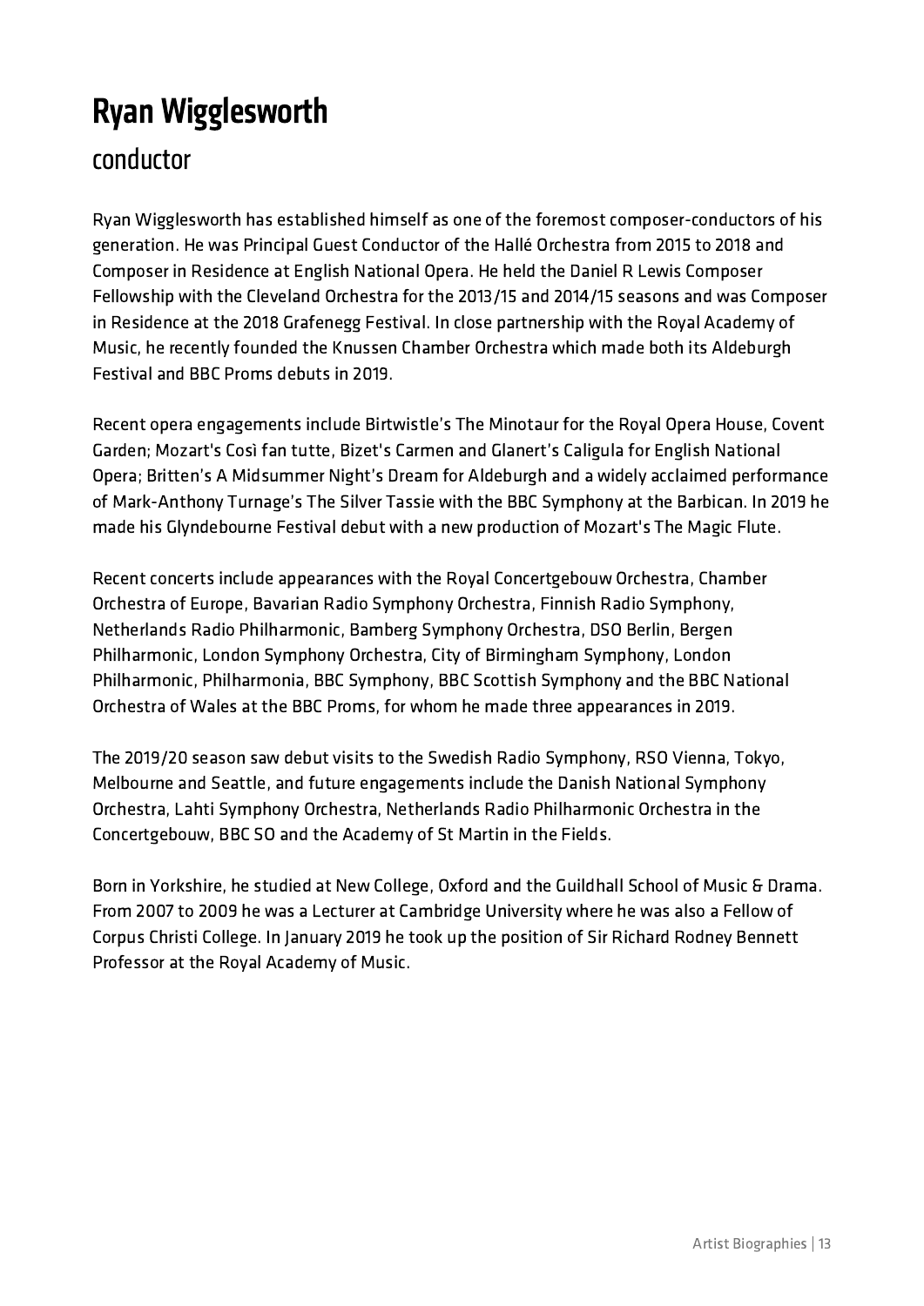# Ryan Wigglesworth

## conductor

Ryan Wigglesworth has established himself as one of the foremost composer-conductors of his generation. He was Principal Guest Conductor of the Hallé Orchestra from 2015 to 2018 and Composer in Residence at English National Opera. He held the Daniel R Lewis Composer Fellowship with the Cleveland Orchestra for the 2013/15 and 2014/15 seasons and was Composer in Residence at the 2018 Grafenegg Festival. In close partnership with the Royal Academy of Music, he recently founded the Knussen Chamber Orchestra which made both its Aldeburgh Festival and BBC Proms debuts in 2019.

Recent opera engagements include Birtwistle's The Minotaur for the Royal Opera House, Covent Garden; Mozart's Così fan tutte, Bizet's Carmen and Glanert's Caligula for English National Opera; Britten's A Midsummer Night's Dream for Aldeburgh and a widely acclaimed performance of Mark-Anthony Turnage's The Silver Tassie with the BBC Symphony at the Barbican. In 2019 he made his Glyndebourne Festival debut with a new production of Mozart's The Magic Flute.

Recent concerts include appearances with the Royal Concertgebouw Orchestra, Chamber Orchestra of Europe, Bavarian Radio Symphony Orchestra, Finnish Radio Symphony, Netherlands Radio Philharmonic, Bamberg Symphony Orchestra, DSO Berlin, Bergen Philharmonic, London Symphony Orchestra, City of Birmingham Symphony, London Philharmonic, Philharmonia, BBC Symphony, BBC Scottish Symphony and the BBC National Orchestra of Wales at the BBC Proms, for whom he made three appearances in 2019.

The 2019/20 season saw debut visits to the Swedish Radio Symphony, RSO Vienna, Tokyo, Melbourne and Seattle, and future engagements include the Danish National Symphony Orchestra, Lahti Symphony Orchestra, Netherlands Radio Philharmonic Orchestra in the Concertgebouw, BBC SO and the Academy of St Martin in the Fields.

Born in Yorkshire, he studied at New College, Oxford and the Guildhall School of Music & Drama. From 2007 to 2009 he was a Lecturer at Cambridge University where he was also a Fellow of Corpus Christi College. In January 2019 he took up the position of Sir Richard Rodney Bennett Professor at the Royal Academy of Music.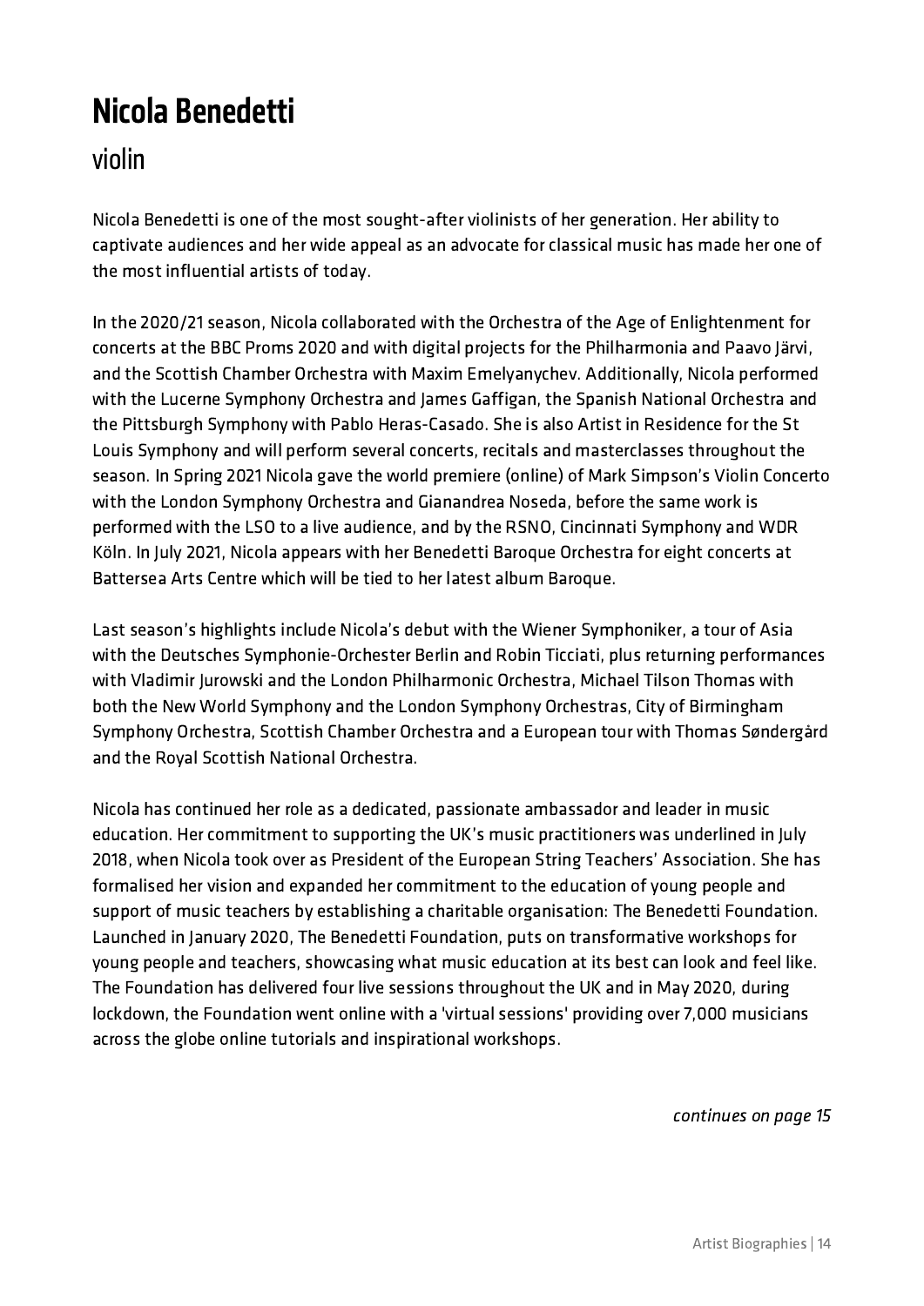# Nicola Benedetti

## violin

Nicola Benedetti is one of the most sought-after violinists of her generation. Her ability to captivate audiences and her wide appeal as an advocate for classical music has made her one of the most influential artists of today.

In the 2020/21 season, Nicola collaborated with the Orchestra of the Age of Enlightenment for concerts at the BBC Proms 2020 and with digital projects for the Philharmonia and Paavo Järvi, and the Scottish Chamber Orchestra with Maxim Emelyanychev. Additionally, Nicola performed with the Lucerne Symphony Orchestra and James Gaffigan, the Spanish National Orchestra and the Pittsburgh Symphony with Pablo Heras-Casado. She is also Artist in Residence for the St Louis Symphony and will perform several concerts, recitals and masterclasses throughout the season. In Spring 2021 Nicola gave the world premiere (online) of Mark Simpson's Violin Concerto with the London Symphony Orchestra and Gianandrea Noseda, before the same work is performed with the LSO to a live audience, and by the RSNO, Cincinnati Symphony and WDR Köln. In July 2021, Nicola appears with her Benedetti Baroque Orchestra for eight concerts at Battersea Arts Centre which will be tied to her latest album Baroque.

Last season's highlights include Nicola's debut with the Wiener Symphoniker, a tour of Asia with the Deutsches Symphonie-Orchester Berlin and Robin Ticciati, plus returning performances with Vladimir Jurowski and the London Philharmonic Orchestra, Michael Tilson Thomas with both the New World Symphony and the London Symphony Orchestras, City of Birmingham Symphony Orchestra, Scottish Chamber Orchestra and a European tour with Thomas Søndergård and the Royal Scottish National Orchestra.

Nicola has continued her role as a dedicated, passionate ambassador and leader in music education. Her commitment to supporting the UK's music practitioners was underlined in July 2018, when Nicola took over as President of the European String Teachers' Association. She has formalised her vision and expanded her commitment to the education of young people and support of music teachers by establishing a charitable organisation: The Benedetti Foundation. Launched in January 2020, The Benedetti Foundation, puts on transformative workshops for young people and teachers, showcasing what music education at its best can look and feel like. The Foundation has delivered four live sessions throughout the UK and in May 2020, during lockdown, the Foundation went online with a 'virtual sessions' providing over 7,000 musicians across the globe online tutorials and inspirational workshops.

*continues on page 15*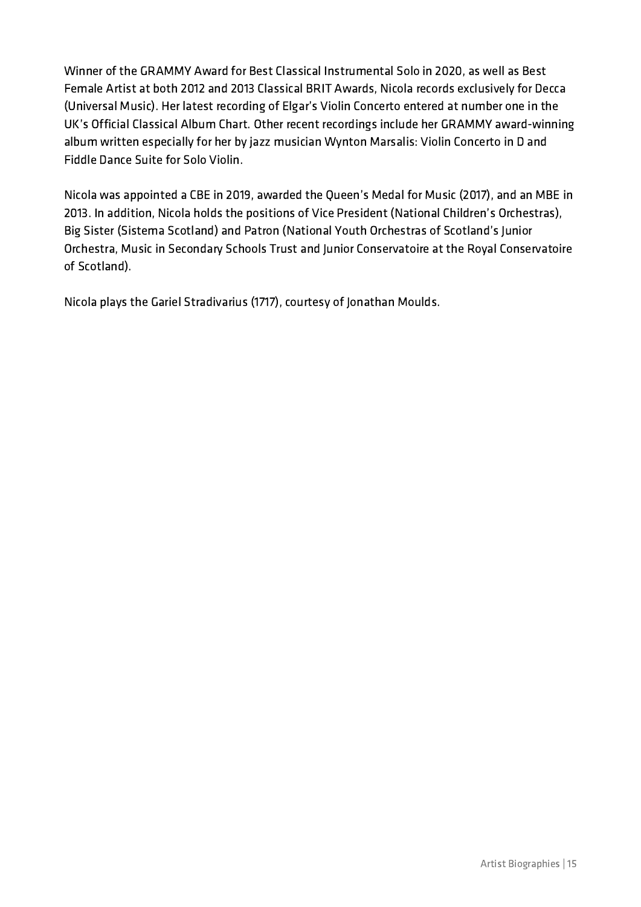Winner of the GRAMMY Award for Best Classical Instrumental Solo in 2020, as well as Best Female Artist at both 2012 and 2013 Classical BRIT Awards, Nicola records exclusively for Decca (Universal Music). Her latest recording of Elgar's Violin Concerto entered at number one in the UK's Official Classical Album Chart. Other recent recordings include her GRAMMY award-winning album written especially for her by jazz musician Wynton Marsalis: Violin Concerto in D and Fiddle Dance Suite for Solo Violin.

Nicola was appointed a CBE in 2019, awarded the Queen's Medal for Music (2017), and an MBE in 2013. In addition, Nicola holds the positions of Vice President (National Children's Orchestras), Big Sister (Sistema Scotland) and Patron (National Youth Orchestras of Scotland's Junior Orchestra, Music in Secondary Schools Trust and Junior Conservatoire at the Royal Conservatoire of Scotland).

Nicola plays the Gariel Stradivarius (1717), courtesy of Jonathan Moulds.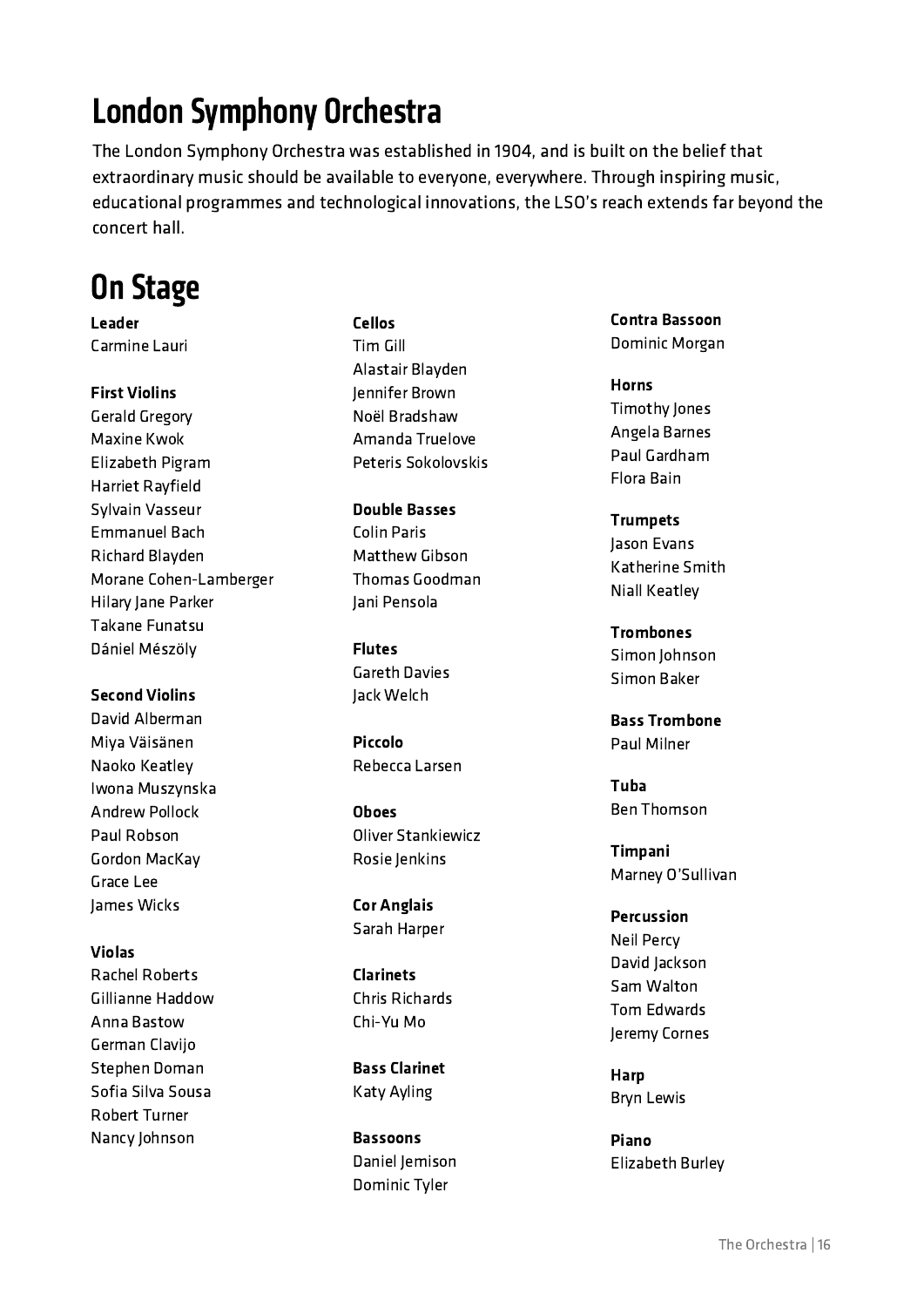# London Symphony Orchestra

The London Symphony Orchestra was established in 1904, and is built on the belief that extraordinary music should be available to everyone, everywhere. Through inspiring music, educational programmes and technological innovations, the LSO's reach extends far beyond the concert hall.

# On Stage

**Leader**
Carmine Lauri

**First Violins**
Gerald Gregory
Maxine Kwok
Elizabeth Pigram
Harriet Rayfield
Sylvain Vasseur
Emmanuel Bach
Richard Blayden
Morane Cohen-Lamberger
Hilary Jane Parker
Takane Funatsu
Dániel Mészöly

**Second Violins**
David Alberman
Miya Väisänen
Naoko Keatley
Iwona Muszynska
Andrew Pollock
Paul Robson
Gordon MacKay
Grace Lee
James Wicks

**Violas**
Rachel Roberts
Gillianne Haddow
Anna Bastow
German Clavijo
Stephen Doman
Sofia Silva Sousa
Robert Turner
Nancy Johnson

**Cellos**
Tim Gill
Alastair Blayden
Jennifer Brown
Noël Bradshaw
Amanda Truelove
Peteris Sokolovskis

**Double Basses**
Colin Paris
Matthew Gibson
Thomas Goodman
Jani Pensola

**Flutes**
Gareth Davies
Jack Welch

**Piccolo**
Rebecca Larsen

**Oboes**
Oliver Stankiewicz
Rosie Jenkins

**Cor Anglais**
Sarah Harper

**Clarinets**
Chris Richards
Chi-Yu Mo

**Bass Clarinet**
Katy Ayling

**Bassoons**
Daniel Jemison
Dominic Tyler

**Contra Bassoon**
Dominic Morgan

**Horns**
Timothy Jones
Angela Barnes
Paul Gardham
Flora Bain

**Trumpets**
Jason Evans
Katherine Smith
Niall Keatley

**Trombones**
Simon Johnson
Simon Baker

**Bass Trombone**
Paul Milner

**Tuba**
Ben Thomson

**Timpani**
Marney O'Sullivan

**Percussion**
Neil Percy
David Jackson
Sam Walton
Tom Edwards
Jeremy Cornes

**Harp**
Bryn Lewis

**Piano**
Elizabeth Burley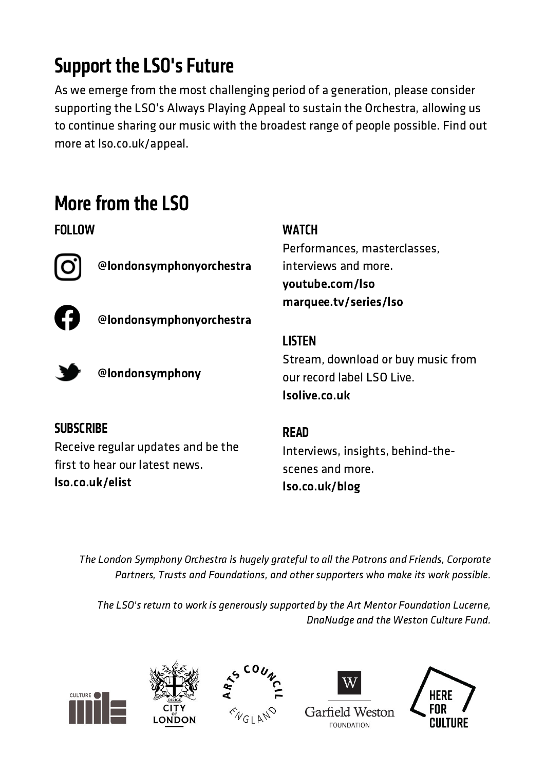## Support the LSO's Future

As we emerge from the most challenging period of a generation, please consider supporting the LSO's Always Playing Appeal to sustain the Orchestra, allowing us to continue sharing our music with the broadest range of people possible. Find out more at lso.co.uk/appeal.

## More from the LSO

### FOLLOW

**@londonsymphonyorchestra**

**@londonsymphonyorchestra**

**@londonsymphony**

### SUBSCRIBE

Receive regular updates and be the first to hear our latest news.
**lso.co.uk/elist**

### WATCH

Performances, masterclasses, interviews and more.
**youtube.com/lso**
**marquee.tv/series/lso**

### LISTEN

Stream, download or buy music from our record label LSO Live.
**lsolive.co.uk**

### READ

Interviews, insights, behind-the-scenes and more.
**lso.co.uk/blog**

*The London Symphony Orchestra is hugely grateful to all the Patrons and Friends, Corporate Partners, Trusts and Foundations, and other supporters who make its work possible.*

*The LSO's return to work is generously supported by the Art Mentor Foundation Lucerne, DnaNudge and the Weston Culture Fund.*

CULTURE MILE

CITY OF LONDON

ARTS COUNCIL ENGLAND

Garfield Weston FOUNDATION

HERE FOR CULTURE